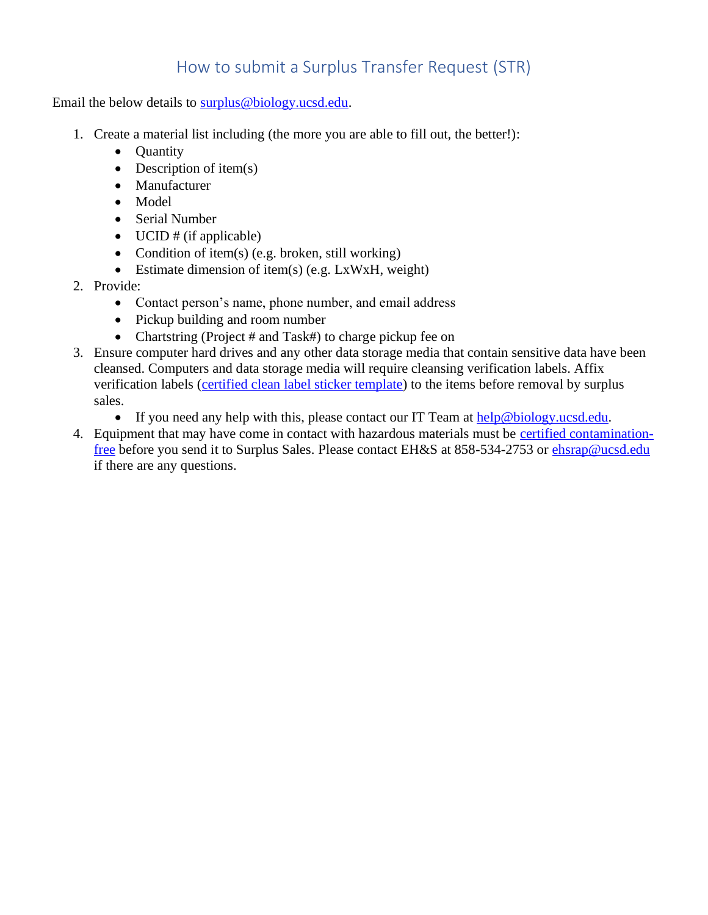# How to submit a Surplus Transfer Request (STR)

Email the below details to [surplus@biology.ucsd.edu](mailto:surplus@biology.ucsd.edu).

1. Create a material list including (the more you are able to fill out, the better!):
   - Quantity
   - Description of item(s)
   - Manufacturer
   - Model
   - Serial Number
   - UCID # (if applicable)
   - Condition of item(s) (e.g. broken, still working)
   - Estimate dimension of item(s) (e.g. LxWxH, weight)
2. Provide:
   - Contact person's name, phone number, and email address
   - Pickup building and room number
   - Chartstring (Project # and Task#) to charge pickup fee on
3. Ensure computer hard drives and any other data storage media that contain sensitive data have been cleansed. Computers and data storage media will require cleansing verification labels. Affix verification labels (certified clean label sticker template) to the items before removal by surplus sales.
   - If you need any help with this, please contact our IT Team at [help@biology.ucsd.edu](mailto:help@biology.ucsd.edu).
4. Equipment that may have come in contact with hazardous materials must be certified contamination-free before you send it to Surplus Sales. Please contact EH&S at 858-534-2753 or [ehsrap@ucsd.edu](mailto:ehsrap@ucsd.edu) if there are any questions.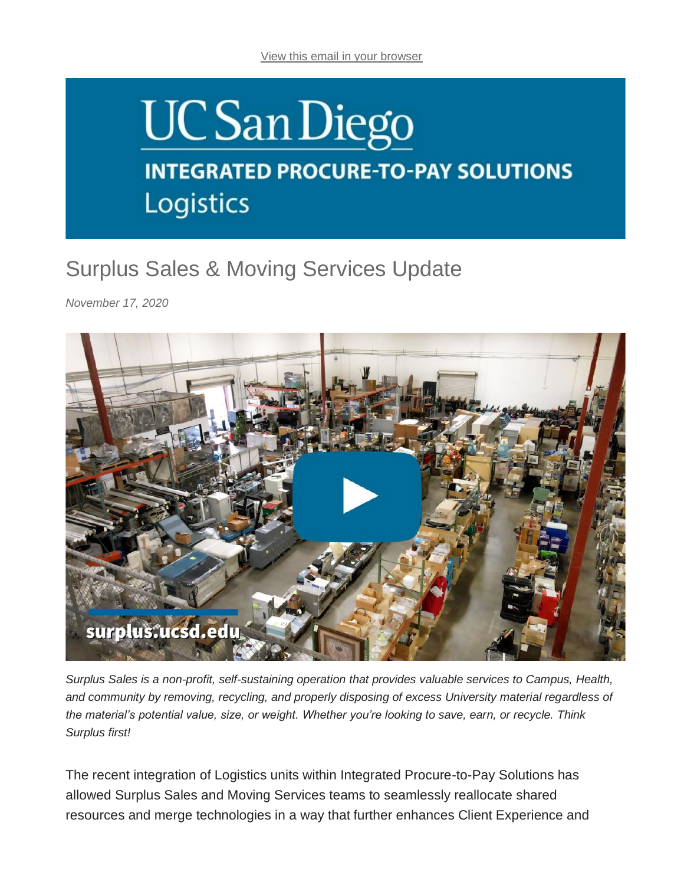View this email in your browser

UC San Diego

INTEGRATED PROCURE-TO-PAY SOLUTIONS

Logistics

# Surplus Sales & Moving Services Update

*November 17, 2020*

*Surplus Sales is a non-profit, self-sustaining operation that provides valuable services to Campus, Health, and community by removing, recycling, and properly disposing of excess University material regardless of the material's potential value, size, or weight. Whether you're looking to save, earn, or recycle. Think Surplus first!*

The recent integration of Logistics units within Integrated Procure-to-Pay Solutions has allowed Surplus Sales and Moving Services teams to seamlessly reallocate shared resources and merge technologies in a way that further enhances Client Experience and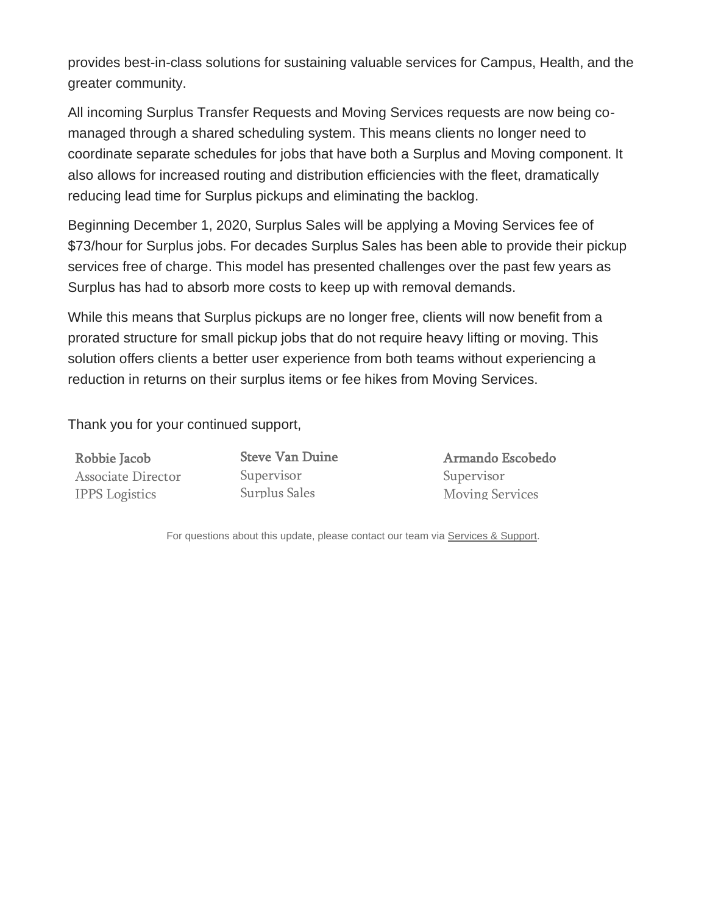provides best-in-class solutions for sustaining valuable services for Campus, Health, and the greater community.

All incoming Surplus Transfer Requests and Moving Services requests are now being co-managed through a shared scheduling system. This means clients no longer need to coordinate separate schedules for jobs that have both a Surplus and Moving component. It also allows for increased routing and distribution efficiencies with the fleet, dramatically reducing lead time for Surplus pickups and eliminating the backlog.

Beginning December 1, 2020, Surplus Sales will be applying a Moving Services fee of $73/hour for Surplus jobs. For decades Surplus Sales has been able to provide their pickup services free of charge. This model has presented challenges over the past few years as Surplus has had to absorb more costs to keep up with removal demands.

While this means that Surplus pickups are no longer free, clients will now benefit from a prorated structure for small pickup jobs that do not require heavy lifting or moving. This solution offers clients a better user experience from both teams without experiencing a reduction in returns on their surplus items or fee hikes from Moving Services.

Thank you for your continued support,

Robbie Jacob
Associate Director
IPPS Logistics

Steve Van Duine
Supervisor
Surplus Sales

Armando Escobedo
Supervisor
Moving Services

For questions about this update, please contact our team via Services & Support.